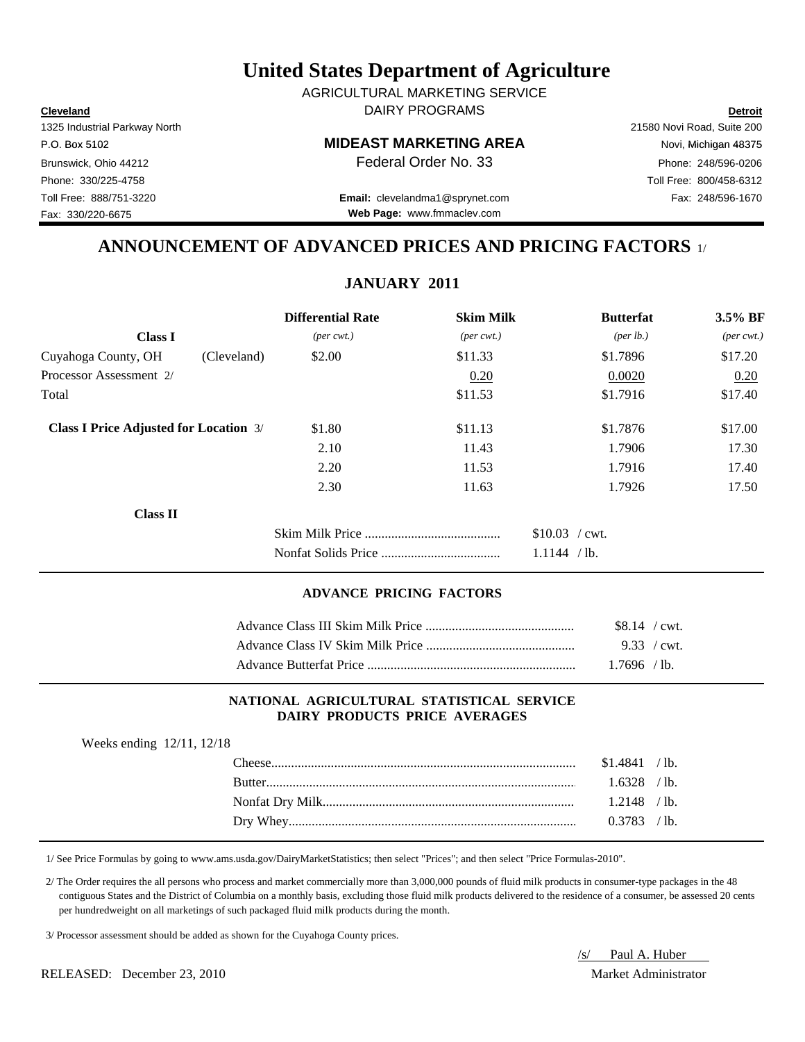# United States Department of Agriculture

AGRICULTURAL MARKETING SERVICE
DAIRY PROGRAMS

| **Cleveland** | | **Detroit** |
|---|---|---|
| 1325 Industrial Parkway North | | 21580 Novi Road, Suite 200 |
| P.O. Box 5102 | **MIDEAST MARKETING AREA** | Novi, Michigan 48375 |
| Brunswick, Ohio 44212 | Federal Order No. 33 | Phone: 248/596-0206 |
| Phone: 330/225-4758 | | Toll Free: 800/458-6312 |
| Toll Free: 888/751-3220 | **Email:** clevelandma1@sprynet.com | Fax: 248/596-1670 |
| Fax: 330/220-6675 | **Web Page:** www.fmmaclev.com | |

## ANNOUNCEMENT OF ADVANCED PRICES AND PRICING FACTORS 1/

### JANUARY 2011

| **Class I** | | **Differential Rate** *(per cwt.)* | **Skim Milk** *(per cwt.)* | **Butterfat** *(per lb.)* | **3.5% BF** *(per cwt.)* |
|---|---|---|---|---|---|
| Cuyahoga County, OH | (Cleveland) | $2.00 | $11.33 | $1.7896 | $17.20 |
| Processor Assessment 2/ | | | 0.20 | 0.0020 | 0.20 |
| Total | | | $11.53 | $1.7916 | $17.40 |
| **Class I Price Adjusted for Location** 3/ | | $1.80 | $11.13 | $1.7876 | $17.00 |
| | | 2.10 | 11.43 | 1.7906 | 17.30 |
| | | 2.20 | 11.53 | 1.7916 | 17.40 |
| | | 2.30 | 11.63 | 1.7926 | 17.50 |

**Class II**

| | |
|---|---|
| Skim Milk Price | $10.03 / cwt. |
| Nonfat Solids Price | 1.1144 / lb. |

#### ADVANCE PRICING FACTORS

| | |
|---|---|
| Advance Class III Skim Milk Price | $8.14 / cwt. |
| Advance Class IV Skim Milk Price | 9.33 / cwt. |
| Advance Butterfat Price | 1.7696 / lb. |

#### NATIONAL AGRICULTURAL STATISTICAL SERVICE DAIRY PRODUCTS PRICE AVERAGES

Weeks ending 12/11, 12/18

| | |
|---|---|
| Cheese | $1.4841 / lb. |
| Butter | 1.6328 / lb. |
| Nonfat Dry Milk | 1.2148 / lb. |
| Dry Whey | 0.3783 / lb. |

1/ See Price Formulas by going to www.ams.usda.gov/DairyMarketStatistics; then select "Prices"; and then select "Price Formulas-2010".

2/ The Order requires the all persons who process and market commercially more than 3,000,000 pounds of fluid milk products in consumer-type packages in the 48 contiguous States and the District of Columbia on a monthly basis, excluding those fluid milk products delivered to the residence of a consumer, be assessed 20 cents per hundredweight on all marketings of such packaged fluid milk products during the month.

3/ Processor assessment should be added as shown for the Cuyahoga County prices.

/s/ Paul A. Huber
Market Administrator

RELEASED: December 23, 2010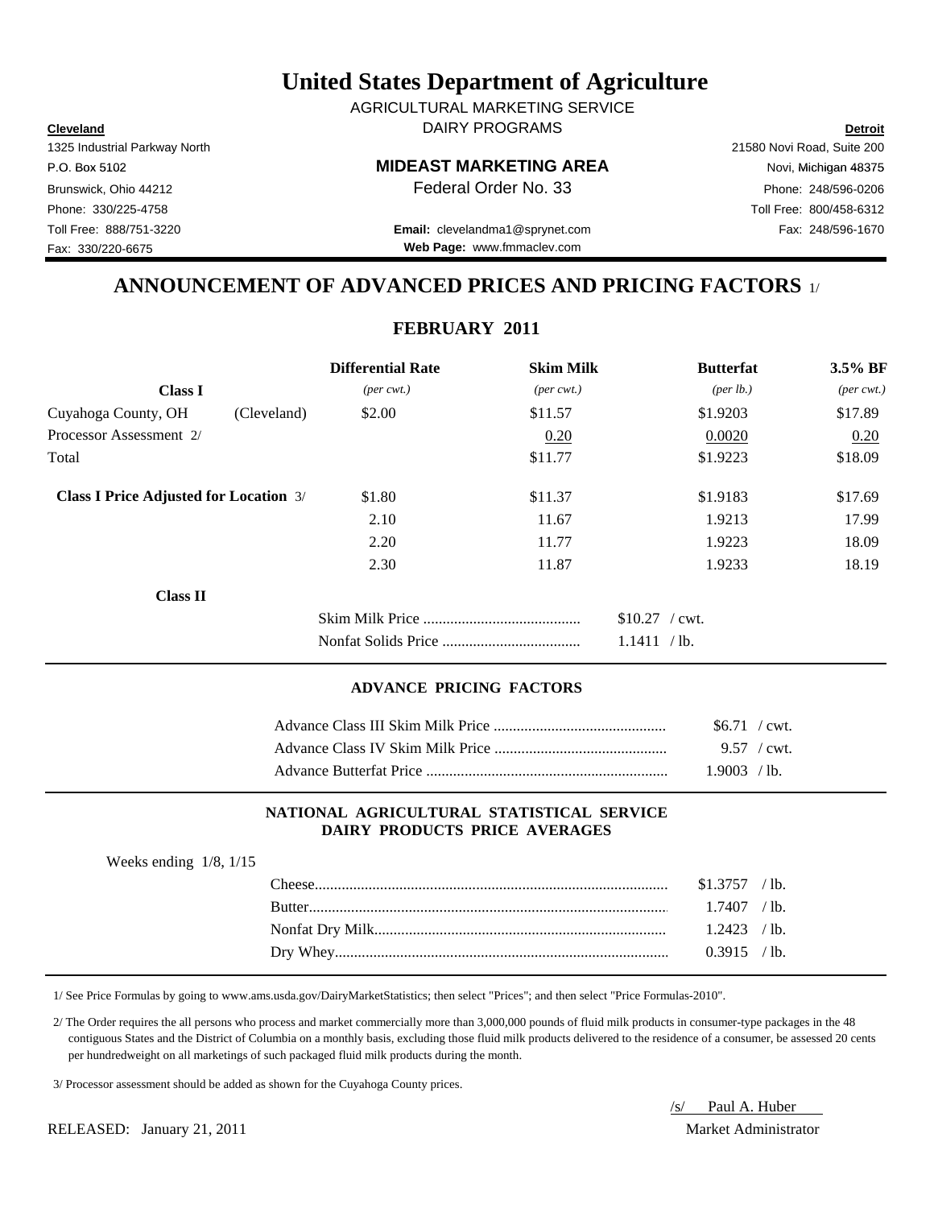# United States Department of Agriculture

AGRICULTURAL MARKETING SERVICE
DAIRY PROGRAMS

**Cleveland**
1325 Industrial Parkway North
P.O. Box 5102
Brunswick, Ohio 44212
Phone: 330/225-4758
Toll Free: 888/751-3220
Fax: 330/220-6675

**MIDEAST MARKETING AREA**
Federal Order No. 33

**Email:** clevelandma1@sprynet.com
**Web Page:** www.fmmaclev.com

**Detroit**
21580 Novi Road, Suite 200
Novi, Michigan 48375
Phone: 248/596-0206
Toll Free: 800/458-6312
Fax: 248/596-1670

## ANNOUNCEMENT OF ADVANCED PRICES AND PRICING FACTORS 1/

### FEBRUARY 2011

| Class I | | Differential Rate *(per cwt.)* | Skim Milk *(per cwt.)* | Butterfat *(per lb.)* | 3.5% BF *(per cwt.)* |
|---|---|---|---|---|---|
| Cuyahoga County, OH | (Cleveland) | $2.00 | $11.57 | $1.9203 | $17.89 |
| Processor Assessment 2/ | | | 0.20 | 0.0020 | 0.20 |
| Total | | | $11.77 | $1.9223 | $18.09 |
| **Class I Price Adjusted for Location** 3/ | | $1.80 | $11.37 | $1.9183 | $17.69 |
| | | 2.10 | 11.67 | 1.9213 | 17.99 |
| | | 2.20 | 11.77 | 1.9223 | 18.09 |
| | | 2.30 | 11.87 | 1.9233 | 18.19 |

**Class II**

| | |
|---|---|
| Skim Milk Price | $10.27 / cwt. |
| Nonfat Solids Price | 1.1411 / lb. |

#### ADVANCE PRICING FACTORS

| | |
|---|---|
| Advance Class III Skim Milk Price | $6.71 / cwt. |
| Advance Class IV Skim Milk Price | 9.57 / cwt. |
| Advance Butterfat Price | 1.9003 / lb. |

#### NATIONAL AGRICULTURAL STATISTICAL SERVICE DAIRY PRODUCTS PRICE AVERAGES

Weeks ending 1/8, 1/15

| | |
|---|---|
| Cheese | $1.3757 / lb. |
| Butter | 1.7407 / lb. |
| Nonfat Dry Milk | 1.2423 / lb. |
| Dry Whey | 0.3915 / lb. |

1/ See Price Formulas by going to www.ams.usda.gov/DairyMarketStatistics; then select "Prices"; and then select "Price Formulas-2010".

2/ The Order requires the all persons who process and market commercially more than 3,000,000 pounds of fluid milk products in consumer-type packages in the 48 contiguous States and the District of Columbia on a monthly basis, excluding those fluid milk products delivered to the residence of a consumer, be assessed 20 cents per hundredweight on all marketings of such packaged fluid milk products during the month.

3/ Processor assessment should be added as shown for the Cuyahoga County prices.

RELEASED: January 21, 2011

/s/ Paul A. Huber
Market Administrator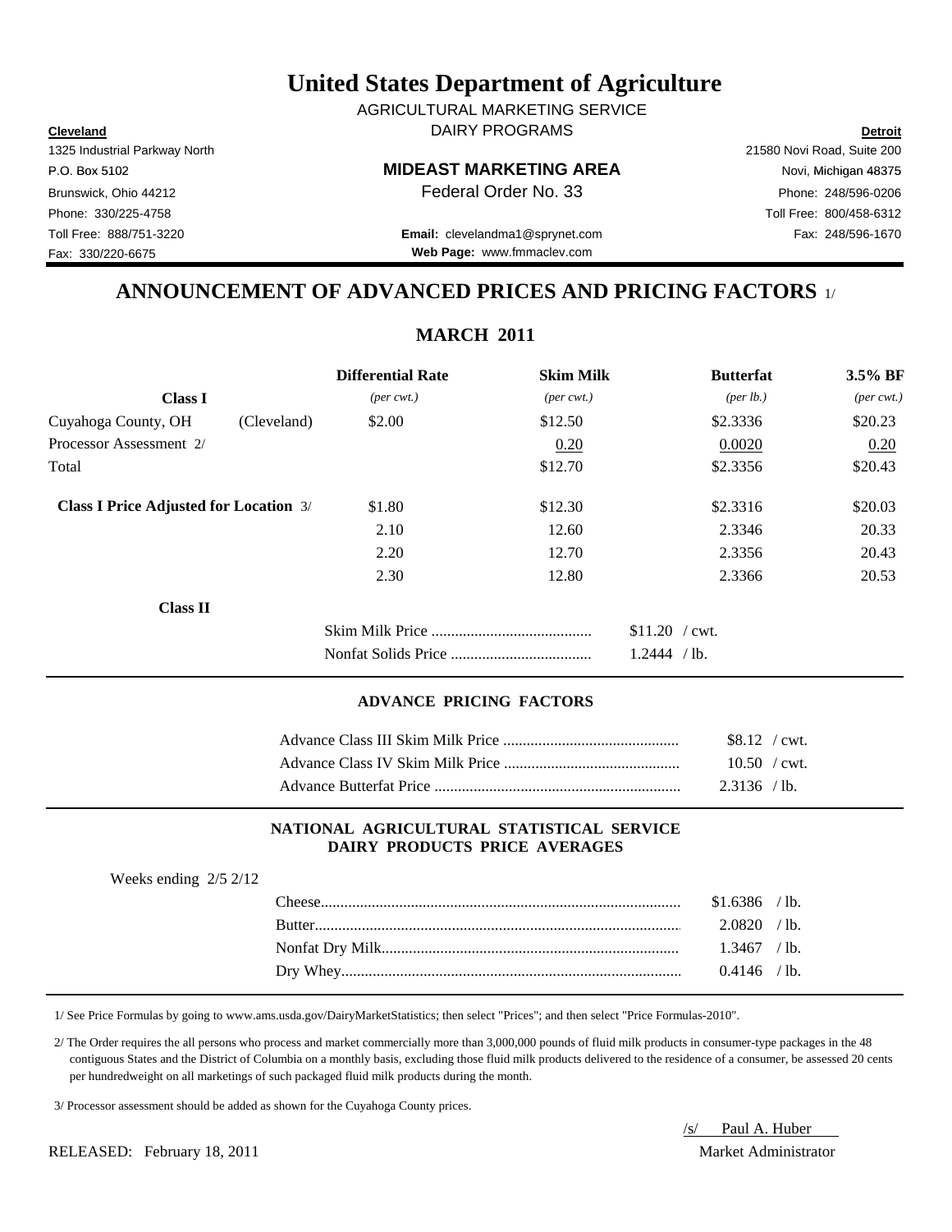# United States Department of Agriculture

AGRICULTURAL MARKETING SERVICE
DAIRY PROGRAMS

| **Cleveland** | | **Detroit** |
|---|---|---|
| 1325 Industrial Parkway North | | 21580 Novi Road, Suite 200 |
| P.O. Box 5102 | **MIDEAST MARKETING AREA** | Novi, Michigan 48375 |
| Brunswick, Ohio 44212 | Federal Order No. 33 | Phone: 248/596-0206 |
| Phone: 330/225-4758 | | Toll Free: 800/458-6312 |
| Toll Free: 888/751-3220 | **Email:** clevelandma1@sprynet.com | Fax: 248/596-1670 |
| Fax: 330/220-6675 | **Web Page:** www.fmmaclev.com | |

## ANNOUNCEMENT OF ADVANCED PRICES AND PRICING FACTORS 1/

### MARCH 2011

| **Class I** | | **Differential Rate** *(per cwt.)* | **Skim Milk** *(per cwt.)* | **Butterfat** *(per lb.)* | **3.5% BF** *(per cwt.)* |
|---|---|---|---|---|---|
| Cuyahoga County, OH | (Cleveland) | $2.00 | $12.50 | $2.3336 | $20.23 |
| Processor Assessment 2/ | | | 0.20 | 0.0020 | 0.20 |
| Total | | | $12.70 | $2.3356 | $20.43 |
| **Class I Price Adjusted for Location** 3/ | | $1.80 | $12.30 | $2.3316 | $20.03 |
| | | 2.10 | 12.60 | 2.3346 | 20.33 |
| | | 2.20 | 12.70 | 2.3356 | 20.43 |
| | | 2.30 | 12.80 | 2.3366 | 20.53 |

**Class II**

| | |
|---|---|
| Skim Milk Price | $11.20 / cwt. |
| Nonfat Solids Price | 1.2444 / lb. |

#### ADVANCE PRICING FACTORS

| | |
|---|---|
| Advance Class III Skim Milk Price | $8.12 / cwt. |
| Advance Class IV Skim Milk Price | 10.50 / cwt. |
| Advance Butterfat Price | 2.3136 / lb. |

#### NATIONAL AGRICULTURAL STATISTICAL SERVICE DAIRY PRODUCTS PRICE AVERAGES

Weeks ending 2/5 2/12

| | |
|---|---|
| Cheese | $1.6386 / lb. |
| Butter | 2.0820 / lb. |
| Nonfat Dry Milk | 1.3467 / lb. |
| Dry Whey | 0.4146 / lb. |

1/ See Price Formulas by going to www.ams.usda.gov/DairyMarketStatistics; then select "Prices"; and then select "Price Formulas-2010".

2/ The Order requires the all persons who process and market commercially more than 3,000,000 pounds of fluid milk products in consumer-type packages in the 48 contiguous States and the District of Columbia on a monthly basis, excluding those fluid milk products delivered to the residence of a consumer, be assessed 20 cents per hundredweight on all marketings of such packaged fluid milk products during the month.

3/ Processor assessment should be added as shown for the Cuyahoga County prices.

RELEASED: February 18, 2011

/s/ Paul A. Huber
Market Administrator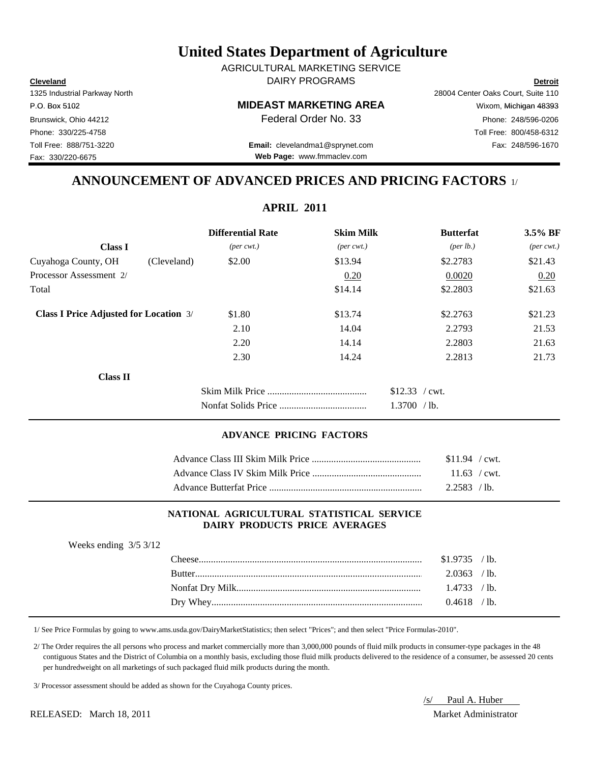# United States Department of Agriculture

AGRICULTURAL MARKETING SERVICE

DAIRY PROGRAMS

**Cleveland**
1325 Industrial Parkway North
P.O. Box 5102
Brunswick, Ohio 44212
Phone: 330/225-4758
Toll Free: 888/751-3220
Fax: 330/220-6675

**MIDEAST MARKETING AREA**
Federal Order No. 33

**Email:** clevelandma1@sprynet.com
**Web Page:** www.fmmaclev.com

**Detroit**
28004 Center Oaks Court, Suite 110
Wixom, Michigan 48393
Phone: 248/596-0206
Toll Free: 800/458-6312
Fax: 248/596-1670

## ANNOUNCEMENT OF ADVANCED PRICES AND PRICING FACTORS 1/

### APRIL 2011

| Class I | | Differential Rate *(per cwt.)* | Skim Milk *(per cwt.)* | Butterfat *(per lb.)* | 3.5% BF *(per cwt.)* |
|---|---|---|---|---|---|
| Cuyahoga County, OH | (Cleveland) | $2.00 | $13.94 | $2.2783 | $21.43 |
| Processor Assessment 2/ | | | 0.20 | 0.0020 | 0.20 |
| Total | | | $14.14 | $2.2803 | $21.63 |
| **Class I Price Adjusted for Location** 3/ | | $1.80 | $13.74 | $2.2763 | $21.23 |
| | | 2.10 | 14.04 | 2.2793 | 21.53 |
| | | 2.20 | 14.14 | 2.2803 | 21.63 |
| | | 2.30 | 14.24 | 2.2813 | 21.73 |

**Class II**

| | |
|---|---|
| Skim Milk Price | $12.33 / cwt. |
| Nonfat Solids Price | 1.3700 / lb. |

#### ADVANCE PRICING FACTORS

| | |
|---|---|
| Advance Class III Skim Milk Price | $11.94 / cwt. |
| Advance Class IV Skim Milk Price | 11.63 / cwt. |
| Advance Butterfat Price | 2.2583 / lb. |

#### NATIONAL AGRICULTURAL STATISTICAL SERVICE DAIRY PRODUCTS PRICE AVERAGES

Weeks ending 3/5 3/12

| | |
|---|---|
| Cheese | $1.9735 / lb. |
| Butter | 2.0363 / lb. |
| Nonfat Dry Milk | 1.4733 / lb. |
| Dry Whey | 0.4618 / lb. |

1/ See Price Formulas by going to www.ams.usda.gov/DairyMarketStatistics; then select "Prices"; and then select "Price Formulas-2010".

2/ The Order requires the all persons who process and market commercially more than 3,000,000 pounds of fluid milk products in consumer-type packages in the 48 contiguous States and the District of Columbia on a monthly basis, excluding those fluid milk products delivered to the residence of a consumer, be assessed 20 cents per hundredweight on all marketings of such packaged fluid milk products during the month.

3/ Processor assessment should be added as shown for the Cuyahoga County prices.

/s/ Paul A. Huber
Market Administrator

RELEASED: March 18, 2011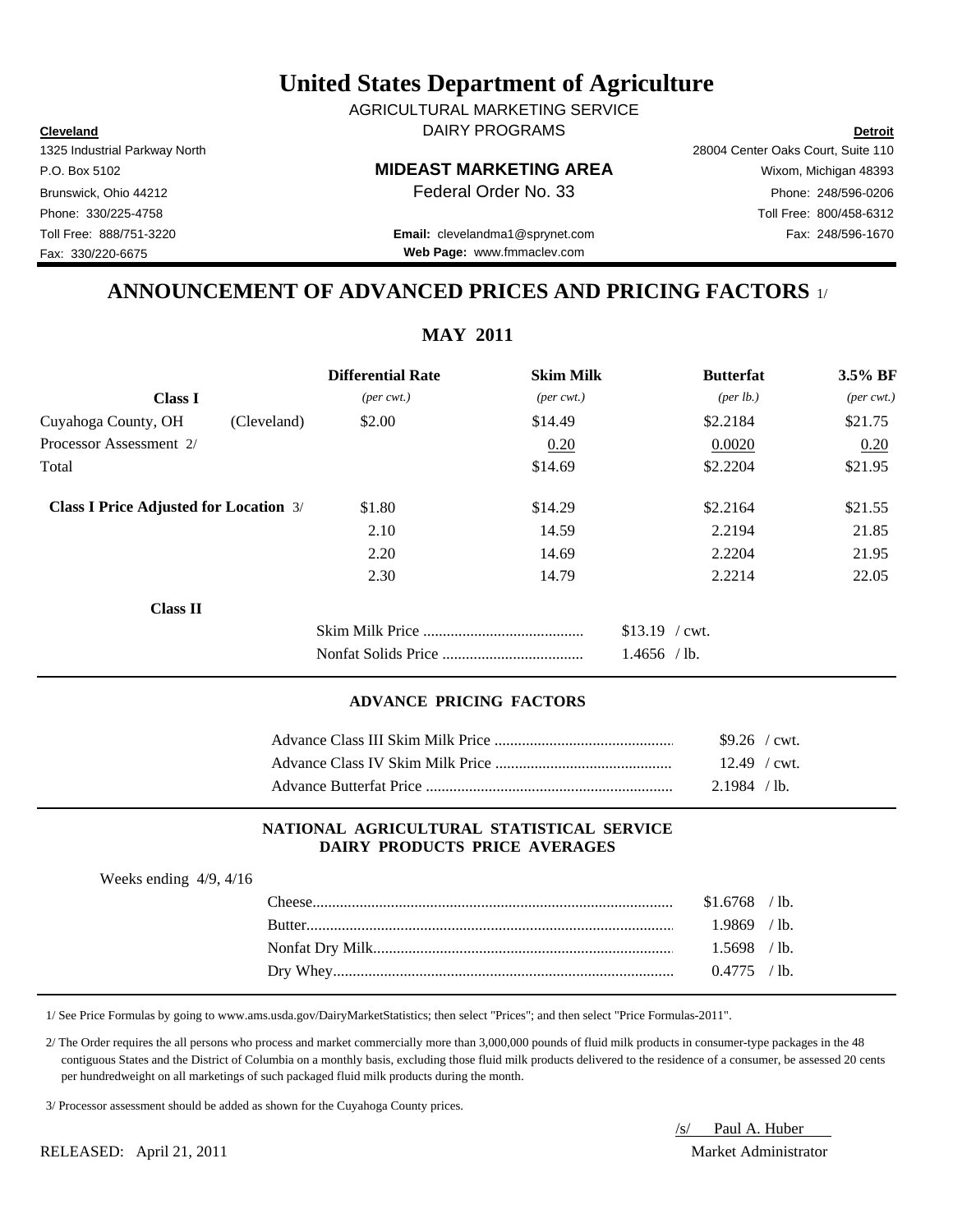# United States Department of Agriculture

AGRICULTURAL MARKETING SERVICE
DAIRY PROGRAMS

**Cleveland**
1325 Industrial Parkway North
P.O. Box 5102
Brunswick, Ohio 44212
Phone: 330/225-4758
Toll Free: 888/751-3220
Fax: 330/220-6675

**MIDEAST MARKETING AREA**
Federal Order No. 33

**Email:** clevelandma1@sprynet.com
**Web Page:** www.fmmaclev.com

**Detroit**
28004 Center Oaks Court, Suite 110
Wixom, Michigan 48393
Phone: 248/596-0206
Toll Free: 800/458-6312
Fax: 248/596-1670

## ANNOUNCEMENT OF ADVANCED PRICES AND PRICING FACTORS 1/

### MAY 2011

| Class I | | Differential Rate *(per cwt.)* | Skim Milk *(per cwt.)* | Butterfat *(per lb.)* | 3.5% BF *(per cwt.)* |
|---|---|---|---|---|---|
| Cuyahoga County, OH | (Cleveland) | $2.00 | $14.49 | $2.2184 | $21.75 |
| Processor Assessment 2/ | | | 0.20 | 0.0020 | 0.20 |
| Total | | | $14.69 | $2.2204 | $21.95 |
| **Class I Price Adjusted for Location** 3/ | | $1.80 | $14.29 | $2.2164 | $21.55 |
| | | 2.10 | 14.59 | 2.2194 | 21.85 |
| | | 2.20 | 14.69 | 2.2204 | 21.95 |
| | | 2.30 | 14.79 | 2.2214 | 22.05 |

**Class II**

| | |
|---|---|
| Skim Milk Price | $13.19 / cwt. |
| Nonfat Solids Price | 1.4656 / lb. |

#### ADVANCE PRICING FACTORS

| | |
|---|---|
| Advance Class III Skim Milk Price | $9.26 / cwt. |
| Advance Class IV Skim Milk Price | 12.49 / cwt. |
| Advance Butterfat Price | 2.1984 / lb. |

#### NATIONAL AGRICULTURAL STATISTICAL SERVICE DAIRY PRODUCTS PRICE AVERAGES

Weeks ending 4/9, 4/16

| | |
|---|---|
| Cheese | $1.6768 / lb. |
| Butter | 1.9869 / lb. |
| Nonfat Dry Milk | 1.5698 / lb. |
| Dry Whey | 0.4775 / lb. |

1/ See Price Formulas by going to www.ams.usda.gov/DairyMarketStatistics; then select "Prices"; and then select "Price Formulas-2011".

2/ The Order requires the all persons who process and market commercially more than 3,000,000 pounds of fluid milk products in consumer-type packages in the 48 contiguous States and the District of Columbia on a monthly basis, excluding those fluid milk products delivered to the residence of a consumer, be assessed 20 cents per hundredweight on all marketings of such packaged fluid milk products during the month.

3/ Processor assessment should be added as shown for the Cuyahoga County prices.

/s/ Paul A. Huber
Market Administrator

RELEASED: April 21, 2011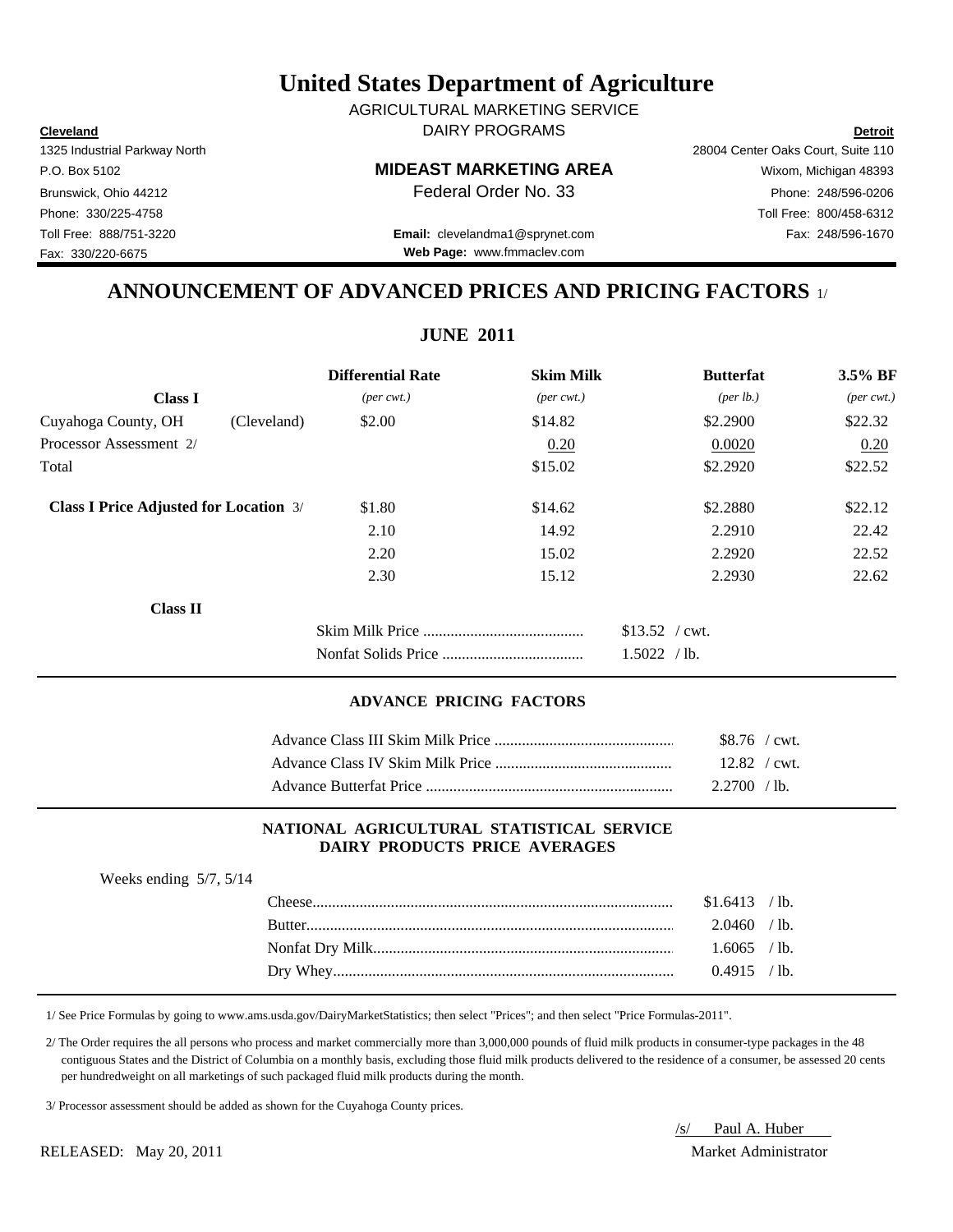# United States Department of Agriculture

AGRICULTURAL MARKETING SERVICE
DAIRY PROGRAMS

**Cleveland**
1325 Industrial Parkway North
P.O. Box 5102
Brunswick, Ohio 44212
Phone: 330/225-4758
Toll Free: 888/751-3220
Fax: 330/220-6675

**MIDEAST MARKETING AREA**
Federal Order No. 33

**Email:** clevelandma1@sprynet.com
**Web Page:** www.fmmaclev.com

**Detroit**
28004 Center Oaks Court, Suite 110
Wixom, Michigan 48393
Phone: 248/596-0206
Toll Free: 800/458-6312
Fax: 248/596-1670

## ANNOUNCEMENT OF ADVANCED PRICES AND PRICING FACTORS 1/

### JUNE 2011

| Class I | | Differential Rate *(per cwt.)* | Skim Milk *(per cwt.)* | Butterfat *(per lb.)* | 3.5% BF *(per cwt.)* |
|---|---|---|---|---|---|
| Cuyahoga County, OH | (Cleveland) | $2.00 | $14.82 | $2.2900 | $22.32 |
| Processor Assessment 2/ | | | 0.20 | 0.0020 | 0.20 |
| Total | | | $15.02 | $2.2920 | $22.52 |
| **Class I Price Adjusted for Location** 3/ | | $1.80 | $14.62 | $2.2880 | $22.12 |
| | | 2.10 | 14.92 | 2.2910 | 22.42 |
| | | 2.20 | 15.02 | 2.2920 | 22.52 |
| | | 2.30 | 15.12 | 2.2930 | 22.62 |

**Class II**

| | |
|---|---|
| Skim Milk Price | $13.52 / cwt. |
| Nonfat Solids Price | 1.5022 / lb. |

#### ADVANCE PRICING FACTORS

| | |
|---|---|
| Advance Class III Skim Milk Price | $8.76 / cwt. |
| Advance Class IV Skim Milk Price | 12.82 / cwt. |
| Advance Butterfat Price | 2.2700 / lb. |

#### NATIONAL AGRICULTURAL STATISTICAL SERVICE DAIRY PRODUCTS PRICE AVERAGES

Weeks ending 5/7, 5/14

| | |
|---|---|
| Cheese | $1.6413 / lb. |
| Butter | 2.0460 / lb. |
| Nonfat Dry Milk | 1.6065 / lb. |
| Dry Whey | 0.4915 / lb. |

1/ See Price Formulas by going to www.ams.usda.gov/DairyMarketStatistics; then select "Prices"; and then select "Price Formulas-2011".

2/ The Order requires the all persons who process and market commercially more than 3,000,000 pounds of fluid milk products in consumer-type packages in the 48 contiguous States and the District of Columbia on a monthly basis, excluding those fluid milk products delivered to the residence of a consumer, be assessed 20 cents per hundredweight on all marketings of such packaged fluid milk products during the month.

3/ Processor assessment should be added as shown for the Cuyahoga County prices.

RELEASED: May 20, 2011

/s/ Paul A. Huber
Market Administrator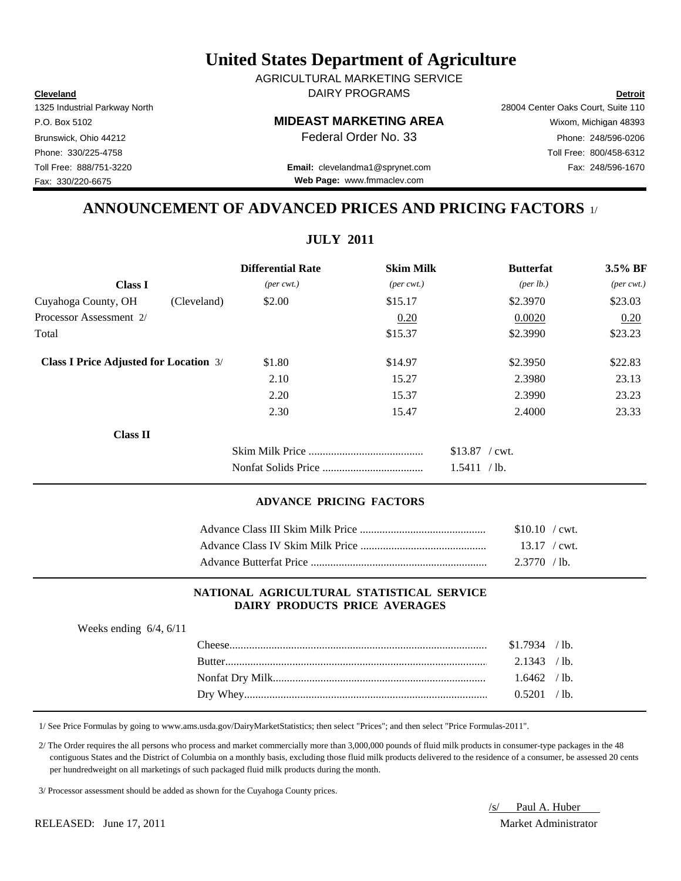# United States Department of Agriculture

AGRICULTURAL MARKETING SERVICE
DAIRY PROGRAMS

**Cleveland**
1325 Industrial Parkway North
P.O. Box 5102
Brunswick, Ohio 44212
Phone: 330/225-4758
Toll Free: 888/751-3220
Fax: 330/220-6675

**MIDEAST MARKETING AREA**
Federal Order No. 33

**Email:** clevelandma1@sprynet.com
**Web Page:** www.fmmaclev.com

**Detroit**
28004 Center Oaks Court, Suite 110
Wixom, Michigan 48393
Phone: 248/596-0206
Toll Free: 800/458-6312
Fax: 248/596-1670

## ANNOUNCEMENT OF ADVANCED PRICES AND PRICING FACTORS 1/

### JULY 2011

| Class I | | Differential Rate *(per cwt.)* | Skim Milk *(per cwt.)* | Butterfat *(per lb.)* | 3.5% BF *(per cwt.)* |
|---|---|---|---|---|---|
| Cuyahoga County, OH | (Cleveland) | $2.00 | $15.17 | $2.3970 | $23.03 |
| Processor Assessment 2/ | | | 0.20 | 0.0020 | 0.20 |
| Total | | | $15.37 | $2.3990 | $23.23 |
| **Class I Price Adjusted for Location** 3/ | | $1.80 | $14.97 | $2.3950 | $22.83 |
| | | 2.10 | 15.27 | 2.3980 | 23.13 |
| | | 2.20 | 15.37 | 2.3990 | 23.23 |
| | | 2.30 | 15.47 | 2.4000 | 23.33 |

**Class II**

| | |
|---|---|
| Skim Milk Price | $13.87 / cwt. |
| Nonfat Solids Price | 1.5411 / lb. |

#### ADVANCE PRICING FACTORS

| | |
|---|---|
| Advance Class III Skim Milk Price | $10.10 / cwt. |
| Advance Class IV Skim Milk Price | 13.17 / cwt. |
| Advance Butterfat Price | 2.3770 / lb. |

#### NATIONAL AGRICULTURAL STATISTICAL SERVICE DAIRY PRODUCTS PRICE AVERAGES

Weeks ending 6/4, 6/11

| | |
|---|---|
| Cheese | $1.7934 / lb. |
| Butter | 2.1343 / lb. |
| Nonfat Dry Milk | 1.6462 / lb. |
| Dry Whey | 0.5201 / lb. |

1/ See Price Formulas by going to www.ams.usda.gov/DairyMarketStatistics; then select "Prices"; and then select "Price Formulas-2011".

2/ The Order requires the all persons who process and market commercially more than 3,000,000 pounds of fluid milk products in consumer-type packages in the 48 contiguous States and the District of Columbia on a monthly basis, excluding those fluid milk products delivered to the residence of a consumer, be assessed 20 cents per hundredweight on all marketings of such packaged fluid milk products during the month.

3/ Processor assessment should be added as shown for the Cuyahoga County prices.

RELEASED: June 17, 2011

/s/ Paul A. Huber
Market Administrator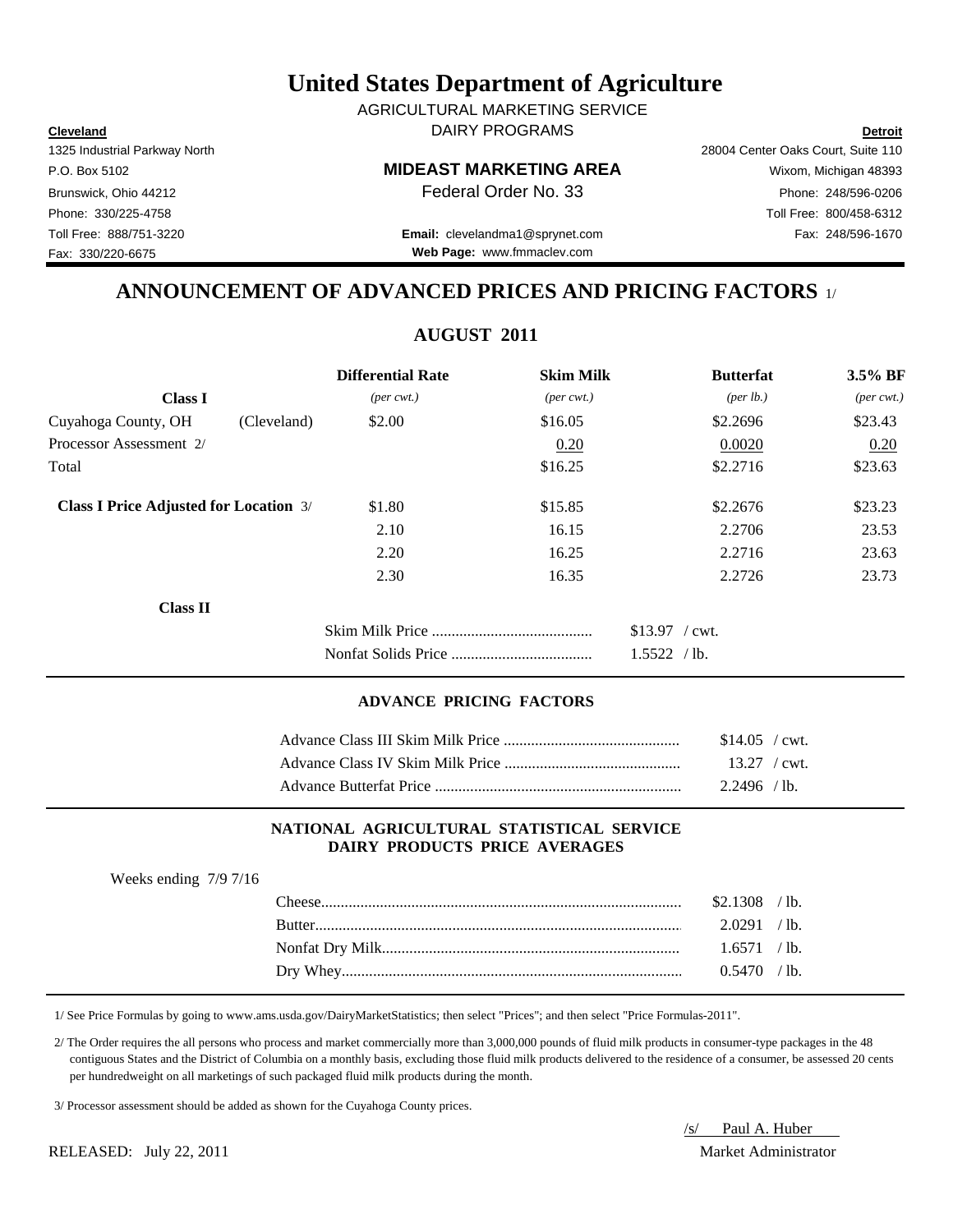# United States Department of Agriculture

AGRICULTURAL MARKETING SERVICE
DAIRY PROGRAMS

| **Cleveland** | | **Detroit** |
|---|---|---|
| 1325 Industrial Parkway North | | 28004 Center Oaks Court, Suite 110 |
| P.O. Box 5102 | **MIDEAST MARKETING AREA** | Wixom, Michigan 48393 |
| Brunswick, Ohio 44212 | Federal Order No. 33 | Phone: 248/596-0206 |
| Phone: 330/225-4758 | | Toll Free: 800/458-6312 |
| Toll Free: 888/751-3220 | **Email:** clevelandma1@sprynet.com | Fax: 248/596-1670 |
| Fax: 330/220-6675 | **Web Page:** www.fmmaclev.com | |

## ANNOUNCEMENT OF ADVANCED PRICES AND PRICING FACTORS 1/

### AUGUST 2011

| **Class I** | | **Differential Rate** *(per cwt.)* | **Skim Milk** *(per cwt.)* | **Butterfat** *(per lb.)* | **3.5% BF** *(per cwt.)* |
|---|---|---|---|---|---|
| Cuyahoga County, OH | (Cleveland) | $2.00 | $16.05 | $2.2696 | $23.43 |
| Processor Assessment 2/ | | | 0.20 | 0.0020 | 0.20 |
| Total | | | $16.25 | $2.2716 | $23.63 |
| **Class I Price Adjusted for Location** 3/ | | $1.80 | $15.85 | $2.2676 | $23.23 |
| | | 2.10 | 16.15 | 2.2706 | 23.53 |
| | | 2.20 | 16.25 | 2.2716 | 23.63 |
| | | 2.30 | 16.35 | 2.2726 | 23.73 |

**Class II**

| | |
|---|---|
| Skim Milk Price | $13.97 / cwt. |
| Nonfat Solids Price | 1.5522 / lb. |

#### ADVANCE PRICING FACTORS

| | |
|---|---|
| Advance Class III Skim Milk Price | $14.05 / cwt. |
| Advance Class IV Skim Milk Price | 13.27 / cwt. |
| Advance Butterfat Price | 2.2496 / lb. |

#### NATIONAL AGRICULTURAL STATISTICAL SERVICE DAIRY PRODUCTS PRICE AVERAGES

Weeks ending 7/9 7/16

| | |
|---|---|
| Cheese | $2.1308 / lb. |
| Butter | 2.0291 / lb. |
| Nonfat Dry Milk | 1.6571 / lb. |
| Dry Whey | 0.5470 / lb. |

1/ See Price Formulas by going to www.ams.usda.gov/DairyMarketStatistics; then select "Prices"; and then select "Price Formulas-2011".

2/ The Order requires the all persons who process and market commercially more than 3,000,000 pounds of fluid milk products in consumer-type packages in the 48 contiguous States and the District of Columbia on a monthly basis, excluding those fluid milk products delivered to the residence of a consumer, be assessed 20 cents per hundredweight on all marketings of such packaged fluid milk products during the month.

3/ Processor assessment should be added as shown for the Cuyahoga County prices.

/s/ Paul A. Huber
Market Administrator

RELEASED: July 22, 2011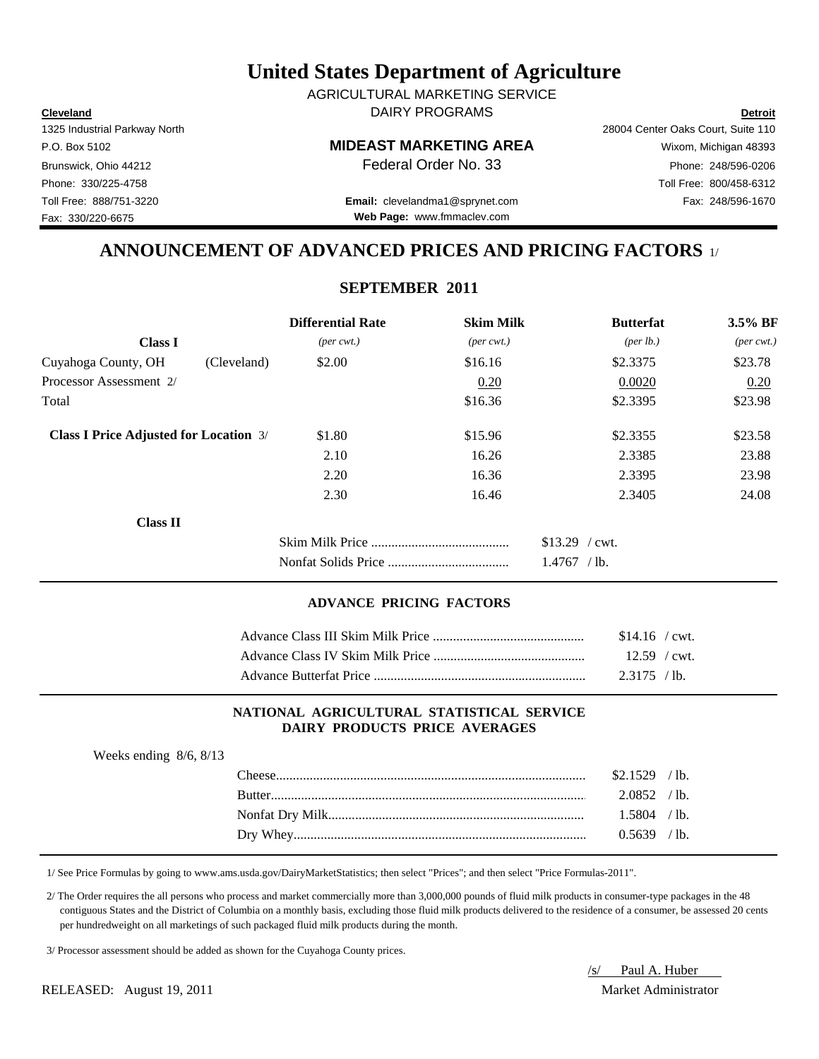# United States Department of Agriculture

AGRICULTURAL MARKETING SERVICE
DAIRY PROGRAMS

**Cleveland**
1325 Industrial Parkway North
P.O. Box 5102
Brunswick, Ohio 44212
Phone: 330/225-4758
Toll Free: 888/751-3220
Fax: 330/220-6675

**MIDEAST MARKETING AREA**
Federal Order No. 33

**Email:** clevelandma1@sprynet.com
**Web Page:** www.fmmaclev.com

**Detroit**
28004 Center Oaks Court, Suite 110
Wixom, Michigan 48393
Phone: 248/596-0206
Toll Free: 800/458-6312
Fax: 248/596-1670

## ANNOUNCEMENT OF ADVANCED PRICES AND PRICING FACTORS 1/

### SEPTEMBER 2011

| Class I | | Differential Rate *(per cwt.)* | Skim Milk *(per cwt.)* | Butterfat *(per lb.)* | 3.5% BF *(per cwt.)* |
|---|---|---|---|---|---|
| Cuyahoga County, OH | (Cleveland) | \$2.00 | \$16.16 | \$2.3375 | \$23.78 |
| Processor Assessment 2/ | | | 0.20 | 0.0020 | 0.20 |
| Total | | | \$16.36 | \$2.3395 | \$23.98 |
| **Class I Price Adjusted for Location** 3/ | | \$1.80 | \$15.96 | \$2.3355 | \$23.58 |
| | | 2.10 | 16.26 | 2.3385 | 23.88 |
| | | 2.20 | 16.36 | 2.3395 | 23.98 |
| | | 2.30 | 16.46 | 2.3405 | 24.08 |

**Class II**

| | |
|---|---|
| Skim Milk Price | \$13.29 / cwt. |
| Nonfat Solids Price | 1.4767 / lb. |

#### ADVANCE PRICING FACTORS

| | |
|---|---|
| Advance Class III Skim Milk Price | \$14.16 / cwt. |
| Advance Class IV Skim Milk Price | 12.59 / cwt. |
| Advance Butterfat Price | 2.3175 / lb. |

#### NATIONAL AGRICULTURAL STATISTICAL SERVICE DAIRY PRODUCTS PRICE AVERAGES

Weeks ending 8/6, 8/13

| | |
|---|---|
| Cheese | \$2.1529 / lb. |
| Butter | 2.0852 / lb. |
| Nonfat Dry Milk | 1.5804 / lb. |
| Dry Whey | 0.5639 / lb. |

1/ See Price Formulas by going to www.ams.usda.gov/DairyMarketStatistics; then select "Prices"; and then select "Price Formulas-2011".

2/ The Order requires the all persons who process and market commercially more than 3,000,000 pounds of fluid milk products in consumer-type packages in the 48 contiguous States and the District of Columbia on a monthly basis, excluding those fluid milk products delivered to the residence of a consumer, be assessed 20 cents per hundredweight on all marketings of such packaged fluid milk products during the month.

3/ Processor assessment should be added as shown for the Cuyahoga County prices.

/s/ Paul A. Huber
Market Administrator

RELEASED: August 19, 2011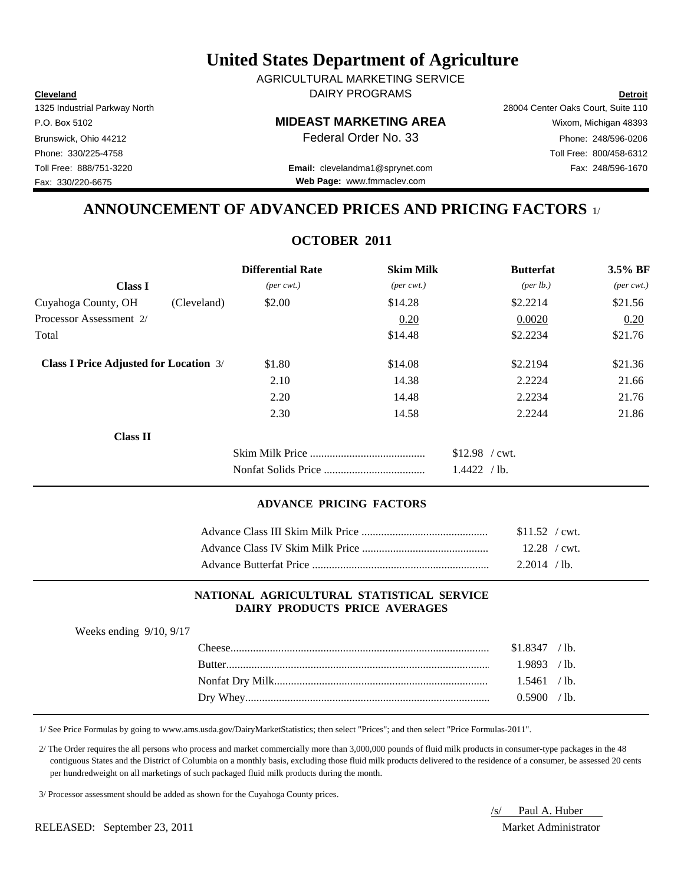# United States Department of Agriculture

AGRICULTURAL MARKETING SERVICE
DAIRY PROGRAMS

**MIDEAST MARKETING AREA**
Federal Order No. 33

| **Cleveland** | **Detroit** |
|---|---|
| 1325 Industrial Parkway North | 28004 Center Oaks Court, Suite 110 |
| P.O. Box 5102 | Wixom, Michigan 48393 |
| Brunswick, Ohio 44212 | Phone: 248/596-0206 |
| Phone: 330/225-4758 | Toll Free: 800/458-6312 |
| Toll Free: 888/751-3220 | Fax: 248/596-1670 |
| Fax: 330/220-6675 | |

**Email:** clevelandma1@sprynet.com
**Web Page:** www.fmmaclev.com

## ANNOUNCEMENT OF ADVANCED PRICES AND PRICING FACTORS 1/

### OCTOBER 2011

| **Class I** | | **Differential Rate** *(per cwt.)* | **Skim Milk** *(per cwt.)* | **Butterfat** *(per lb.)* | **3.5% BF** *(per cwt.)* |
|---|---|---|---|---|---|
| Cuyahoga County, OH | (Cleveland) | $2.00 | $14.28 | $2.2214 | $21.56 |
| Processor Assessment 2/ | | | 0.20 | 0.0020 | 0.20 |
| Total | | | $14.48 | $2.2234 | $21.76 |
| **Class I Price Adjusted for Location** 3/ | | $1.80 | $14.08 | $2.2194 | $21.36 |
| | | 2.10 | 14.38 | 2.2224 | 21.66 |
| | | 2.20 | 14.48 | 2.2234 | 21.76 |
| | | 2.30 | 14.58 | 2.2244 | 21.86 |

**Class II**

| | |
|---|---|
| Skim Milk Price | $12.98 / cwt. |
| Nonfat Solids Price | 1.4422 / lb. |

#### ADVANCE PRICING FACTORS

| | |
|---|---|
| Advance Class III Skim Milk Price | $11.52 / cwt. |
| Advance Class IV Skim Milk Price | 12.28 / cwt. |
| Advance Butterfat Price | 2.2014 / lb. |

#### NATIONAL AGRICULTURAL STATISTICAL SERVICE DAIRY PRODUCTS PRICE AVERAGES

Weeks ending 9/10, 9/17

| | |
|---|---|
| Cheese | $1.8347 / lb. |
| Butter | 1.9893 / lb. |
| Nonfat Dry Milk | 1.5461 / lb. |
| Dry Whey | 0.5900 / lb. |

1/ See Price Formulas by going to www.ams.usda.gov/DairyMarketStatistics; then select "Prices"; and then select "Price Formulas-2011".

2/ The Order requires the all persons who process and market commercially more than 3,000,000 pounds of fluid milk products in consumer-type packages in the 48 contiguous States and the District of Columbia on a monthly basis, excluding those fluid milk products delivered to the residence of a consumer, be assessed 20 cents per hundredweight on all marketings of such packaged fluid milk products during the month.

3/ Processor assessment should be added as shown for the Cuyahoga County prices.

RELEASED: September 23, 2011

/s/ Paul A. Huber
Market Administrator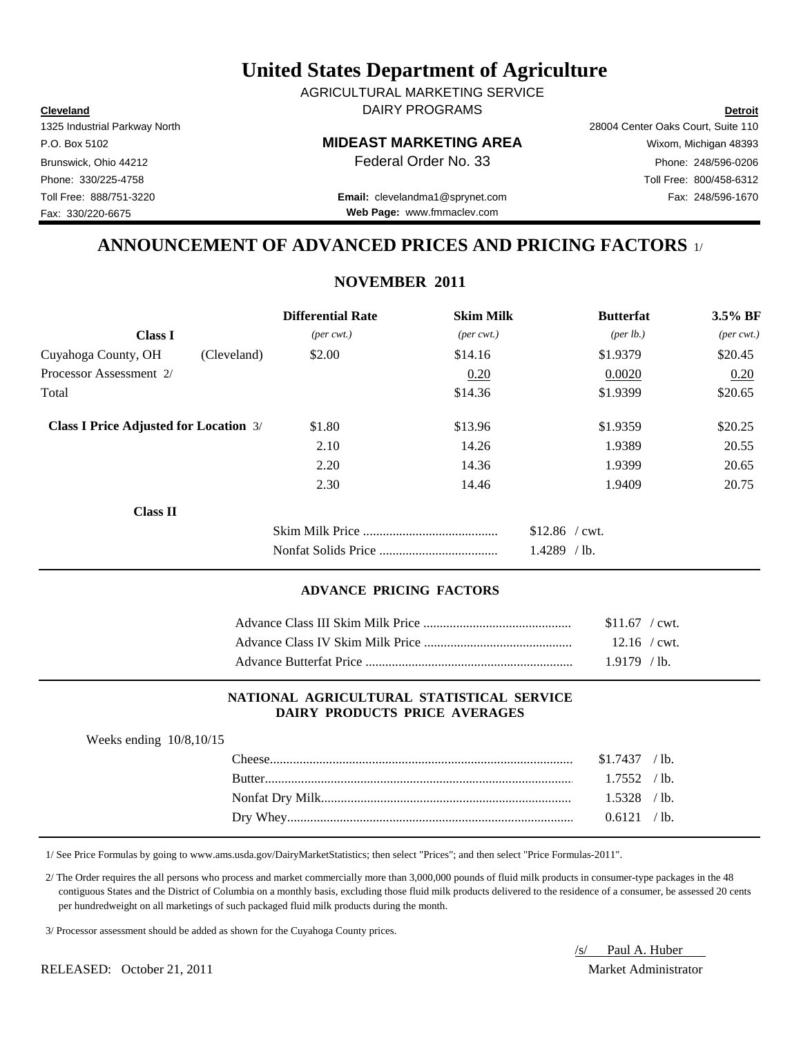# United States Department of Agriculture

AGRICULTURAL MARKETING SERVICE
DAIRY PROGRAMS

| **Cleveland** | | **Detroit** |
|---|---|---|
| 1325 Industrial Parkway North | | 28004 Center Oaks Court, Suite 110 |
| P.O. Box 5102 | **MIDEAST MARKETING AREA** | Wixom, Michigan 48393 |
| Brunswick, Ohio 44212 | Federal Order No. 33 | Phone: 248/596-0206 |
| Phone: 330/225-4758 | | Toll Free: 800/458-6312 |
| Toll Free: 888/751-3220 | **Email:** clevelandma1@sprynet.com | Fax: 248/596-1670 |
| Fax: 330/220-6675 | **Web Page:** www.fmmaclev.com | |

## ANNOUNCEMENT OF ADVANCED PRICES AND PRICING FACTORS 1/

### NOVEMBER 2011

| **Class I** | | **Differential Rate** *(per cwt.)* | **Skim Milk** *(per cwt.)* | **Butterfat** *(per lb.)* | **3.5% BF** *(per cwt.)* |
|---|---|---|---|---|---|
| Cuyahoga County, OH | (Cleveland) | $2.00 | $14.16 | $1.9379 | $20.45 |
| Processor Assessment 2/ | | | 0.20 | 0.0020 | 0.20 |
| Total | | | $14.36 | $1.9399 | $20.65 |
| **Class I Price Adjusted for Location** 3/ | | $1.80 | $13.96 | $1.9359 | $20.25 |
| | | 2.10 | 14.26 | 1.9389 | 20.55 |
| | | 2.20 | 14.36 | 1.9399 | 20.65 |
| | | 2.30 | 14.46 | 1.9409 | 20.75 |

**Class II**

| | |
|---|---|
| Skim Milk Price | $12.86 / cwt. |
| Nonfat Solids Price | 1.4289 / lb. |

#### ADVANCE PRICING FACTORS

| | |
|---|---|
| Advance Class III Skim Milk Price | $11.67 / cwt. |
| Advance Class IV Skim Milk Price | 12.16 / cwt. |
| Advance Butterfat Price | 1.9179 / lb. |

#### NATIONAL AGRICULTURAL STATISTICAL SERVICE DAIRY PRODUCTS PRICE AVERAGES

Weeks ending 10/8,10/15

| | |
|---|---|
| Cheese | $1.7437 / lb. |
| Butter | 1.7552 / lb. |
| Nonfat Dry Milk | 1.5328 / lb. |
| Dry Whey | 0.6121 / lb. |

1/ See Price Formulas by going to www.ams.usda.gov/DairyMarketStatistics; then select "Prices"; and then select "Price Formulas-2011".

2/ The Order requires the all persons who process and market commercially more than 3,000,000 pounds of fluid milk products in consumer-type packages in the 48 contiguous States and the District of Columbia on a monthly basis, excluding those fluid milk products delivered to the residence of a consumer, be assessed 20 cents per hundredweight on all marketings of such packaged fluid milk products during the month.

3/ Processor assessment should be added as shown for the Cuyahoga County prices.

/s/ Paul A. Huber
Market Administrator

RELEASED: October 21, 2011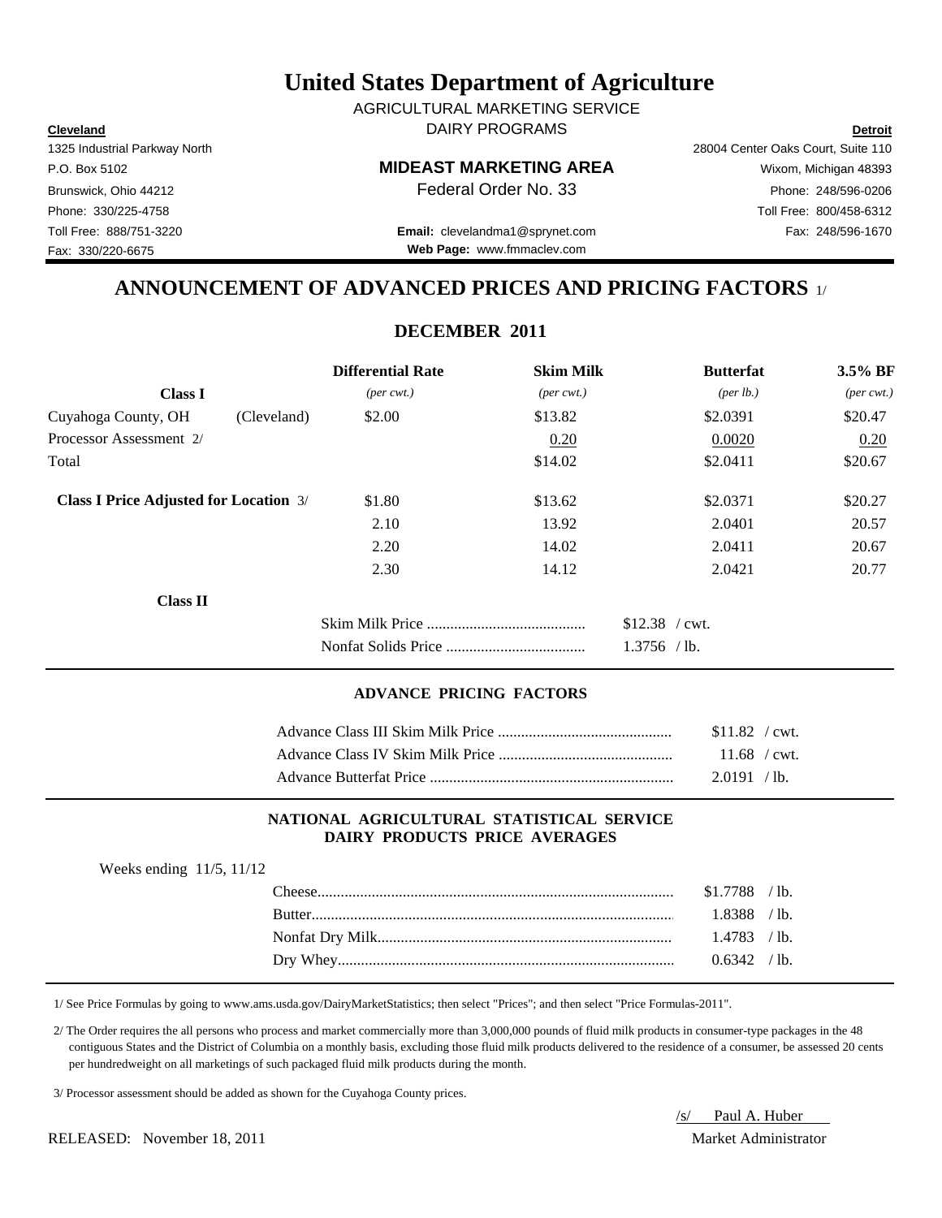# United States Department of Agriculture

AGRICULTURAL MARKETING SERVICE
DAIRY PROGRAMS

**Cleveland**
1325 Industrial Parkway North
P.O. Box 5102
Brunswick, Ohio 44212
Phone: 330/225-4758
Toll Free: 888/751-3220
Fax: 330/220-6675

**MIDEAST MARKETING AREA**
Federal Order No. 33

**Email:** clevelandma1@sprynet.com
**Web Page:** www.fmmaclev.com

**Detroit**
28004 Center Oaks Court, Suite 110
Wixom, Michigan 48393
Phone: 248/596-0206
Toll Free: 800/458-6312
Fax: 248/596-1670

## ANNOUNCEMENT OF ADVANCED PRICES AND PRICING FACTORS 1/

### DECEMBER 2011

| Class I | | Differential Rate *(per cwt.)* | Skim Milk *(per cwt.)* | Butterfat *(per lb.)* | 3.5% BF *(per cwt.)* |
|---|---|---|---|---|---|
| Cuyahoga County, OH | (Cleveland) | $2.00 | $13.82 | $2.0391 | $20.47 |
| Processor Assessment 2/ | | | 0.20 | 0.0020 | 0.20 |
| Total | | | $14.02 | $2.0411 | $20.67 |
| **Class I Price Adjusted for Location** 3/ | | $1.80 | $13.62 | $2.0371 | $20.27 |
| | | 2.10 | 13.92 | 2.0401 | 20.57 |
| | | 2.20 | 14.02 | 2.0411 | 20.67 |
| | | 2.30 | 14.12 | 2.0421 | 20.77 |

**Class II**

| | |
|---|---|
| Skim Milk Price | $12.38 / cwt. |
| Nonfat Solids Price | 1.3756 / lb. |

### ADVANCE PRICING FACTORS

| | |
|---|---|
| Advance Class III Skim Milk Price | $11.82 / cwt. |
| Advance Class IV Skim Milk Price | 11.68 / cwt. |
| Advance Butterfat Price | 2.0191 / lb. |

### NATIONAL AGRICULTURAL STATISTICAL SERVICE DAIRY PRODUCTS PRICE AVERAGES

Weeks ending 11/5, 11/12

| | |
|---|---|
| Cheese | $1.7788 / lb. |
| Butter | 1.8388 / lb. |
| Nonfat Dry Milk | 1.4783 / lb. |
| Dry Whey | 0.6342 / lb. |

1/ See Price Formulas by going to www.ams.usda.gov/DairyMarketStatistics; then select "Prices"; and then select "Price Formulas-2011".

2/ The Order requires the all persons who process and market commercially more than 3,000,000 pounds of fluid milk products in consumer-type packages in the 48 contiguous States and the District of Columbia on a monthly basis, excluding those fluid milk products delivered to the residence of a consumer, be assessed 20 cents per hundredweight on all marketings of such packaged fluid milk products during the month.

3/ Processor assessment should be added as shown for the Cuyahoga County prices.

RELEASED: November 18, 2011

/s/ Paul A. Huber
Market Administrator